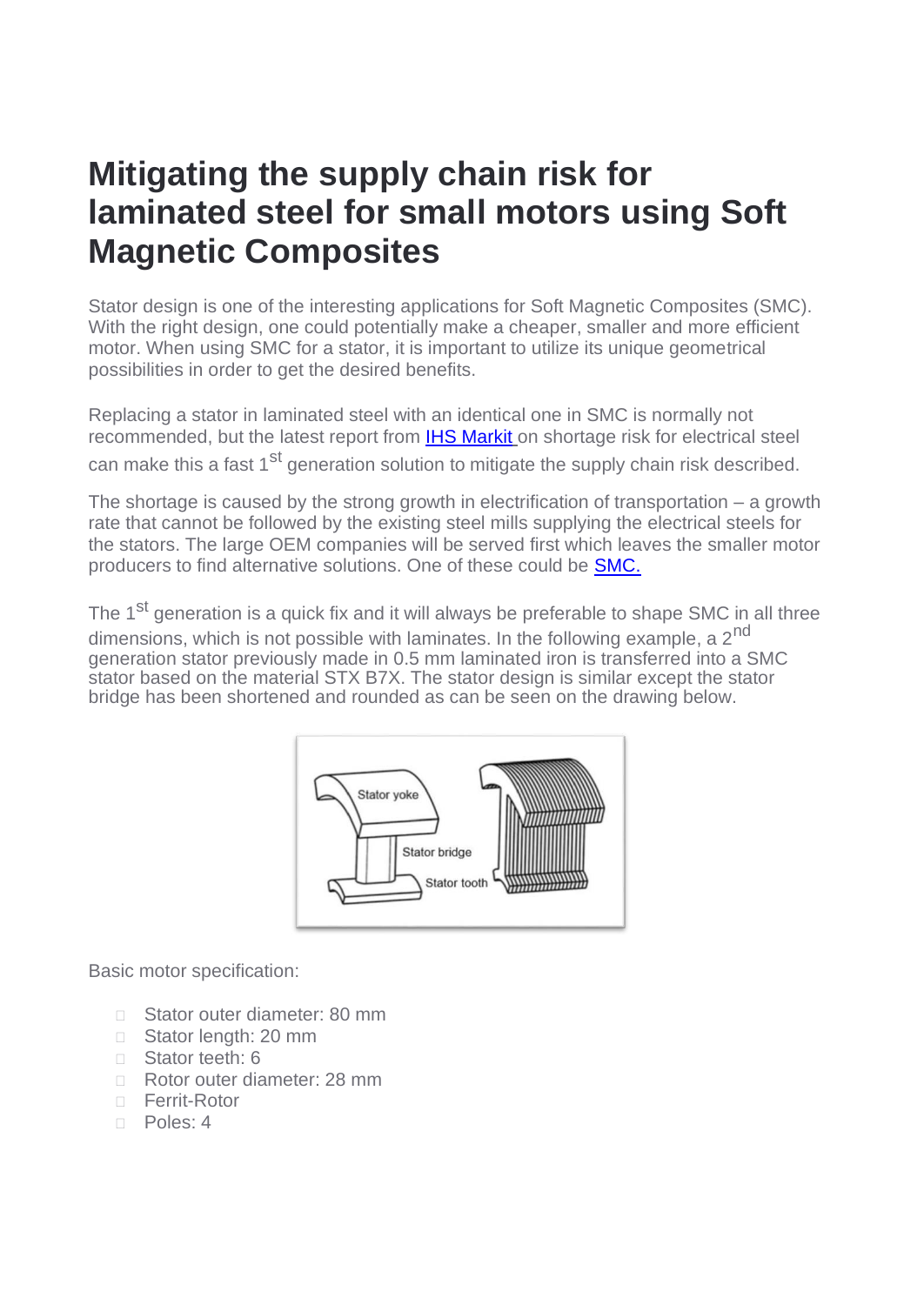# Mitigating the supply chain risk for laminated steel for small motors using Soft Magnetic Composites

Stator design is one of the interesting applications for Soft Magnetic Composites (SMC). With the right design, one could potentially make a cheaper, smaller and more efficient motor. When using SMC for a stator, it is important to utilize its unique geometrical possibilities in order to get the desired benefits.

Replacing a stator in laminated steel with an identical one in SMC is normally not recommended, but the latest report from IHS Markit on shortage risk for electrical steel can make this a fast 1st generation solution to mitigate the supply chain risk described.

The shortage is caused by the strong growth in electrification of transportation – a growth rate that cannot be followed by the existing steel mills supplying the electrical steels for the stators. The large OEM companies will be served first which leaves the smaller motor producers to find alternative solutions. One of these could be SMC.

The 1st generation is a quick fix and it will always be preferable to shape SMC in all three dimensions, which is not possible with laminates. In the following example, a 2nd generation stator previously made in 0.5 mm laminated iron is transferred into a SMC stator based on the material STX B7X. The stator design is similar except the stator bridge has been shortened and rounded as can be seen on the drawing below.

Basic motor specification:

- Stator outer diameter: 80 mm
- Stator length: 20 mm
- Stator teeth: 6
- Rotor outer diameter: 28 mm
- Ferrit-Rotor
- Poles: 4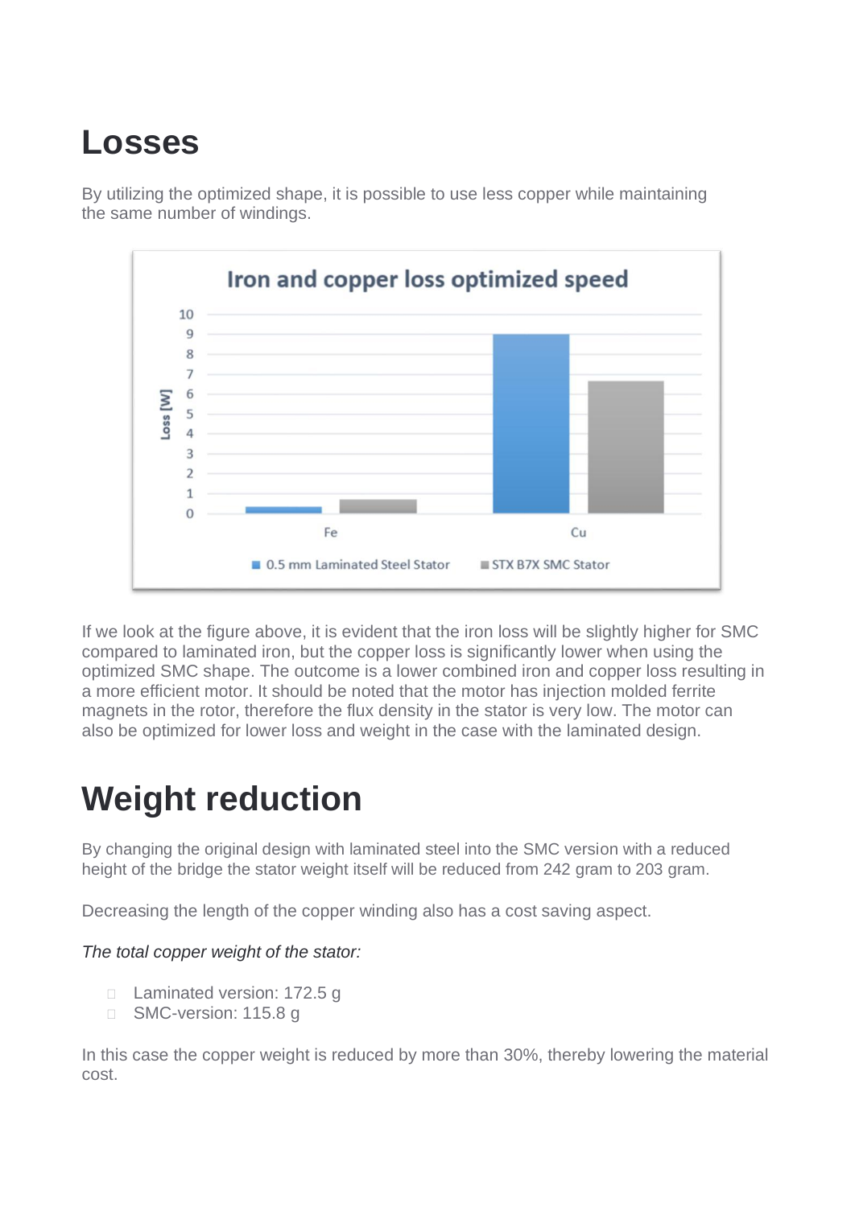# Losses

By utilizing the optimized shape, it is possible to use less copper while maintaining the same number of windings.

If we look at the figure above, it is evident that the iron loss will be slightly higher for SMC compared to laminated iron, but the copper loss is significantly lower when using the optimized SMC shape. The outcome is a lower combined iron and copper loss resulting in a more efficient motor. It should be noted that the motor has injection molded ferrite magnets in the rotor, therefore the flux density in the stator is very low. The motor can also be optimized for lower loss and weight in the case with the laminated design.

# Weight reduction

By changing the original design with laminated steel into the SMC version with a reduced height of the bridge the stator weight itself will be reduced from 242 gram to 203 gram.

Decreasing the length of the copper winding also has a cost saving aspect.

*The total copper weight of the stator:*

- Laminated version: 172.5 g
- SMC-version: 115.8 g

In this case the copper weight is reduced by more than 30%, thereby lowering the material cost.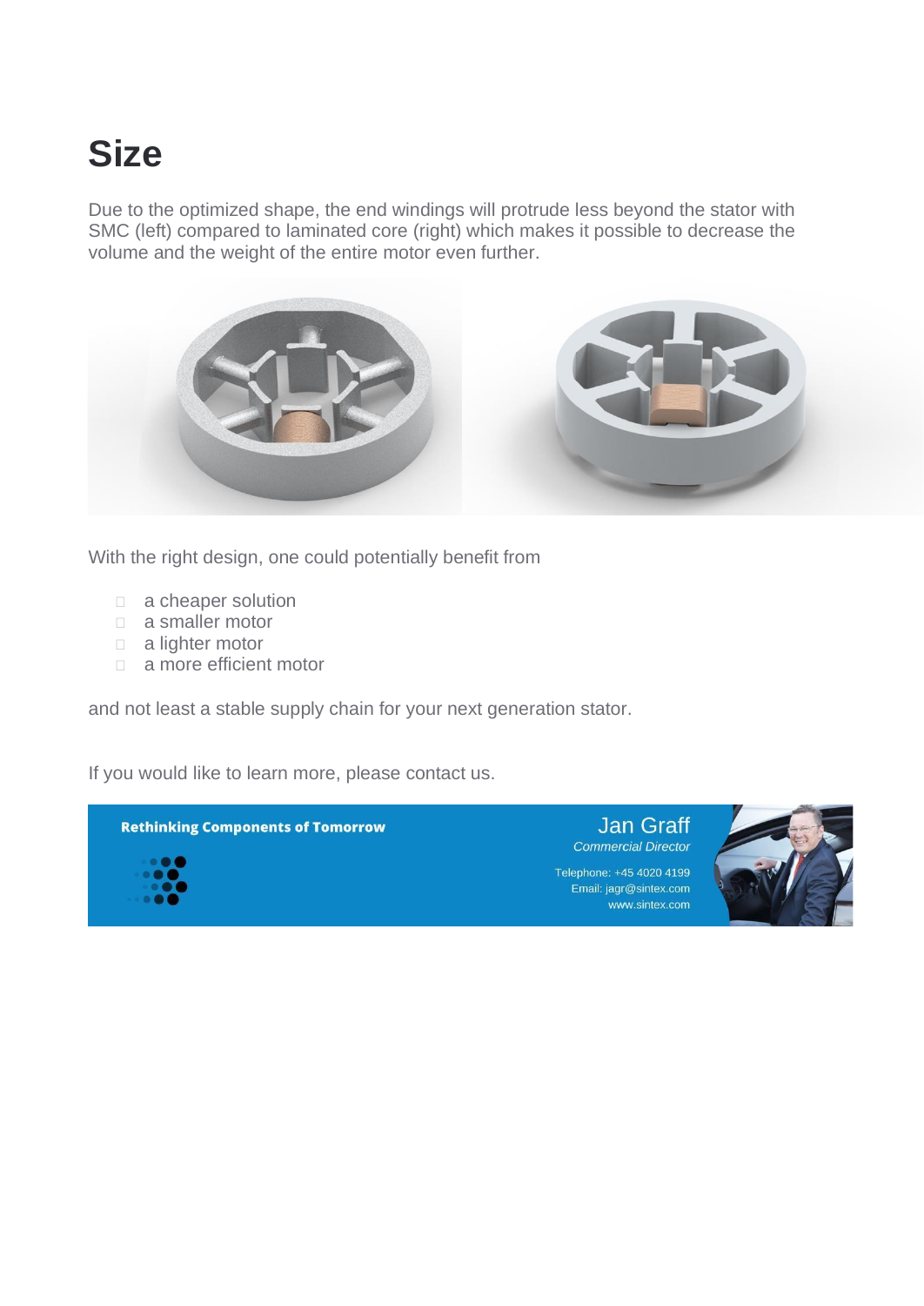# Size

Due to the optimized shape, the end windings will protrude less beyond the stator with SMC (left) compared to laminated core (right) which makes it possible to decrease the volume and the weight of the entire motor even further.

With the right design, one could potentially benefit from

- a cheaper solution
- a smaller motor
- a lighter motor
- a more efficient motor

and not least a stable supply chain for your next generation stator.

If you would like to learn more, please contact us.

**Rethinking Components of Tomorrow**

Jan Graff
*Commercial Director*

Telephone: +45 4020 4199
Email: jagr@sintex.com
www.sintex.com